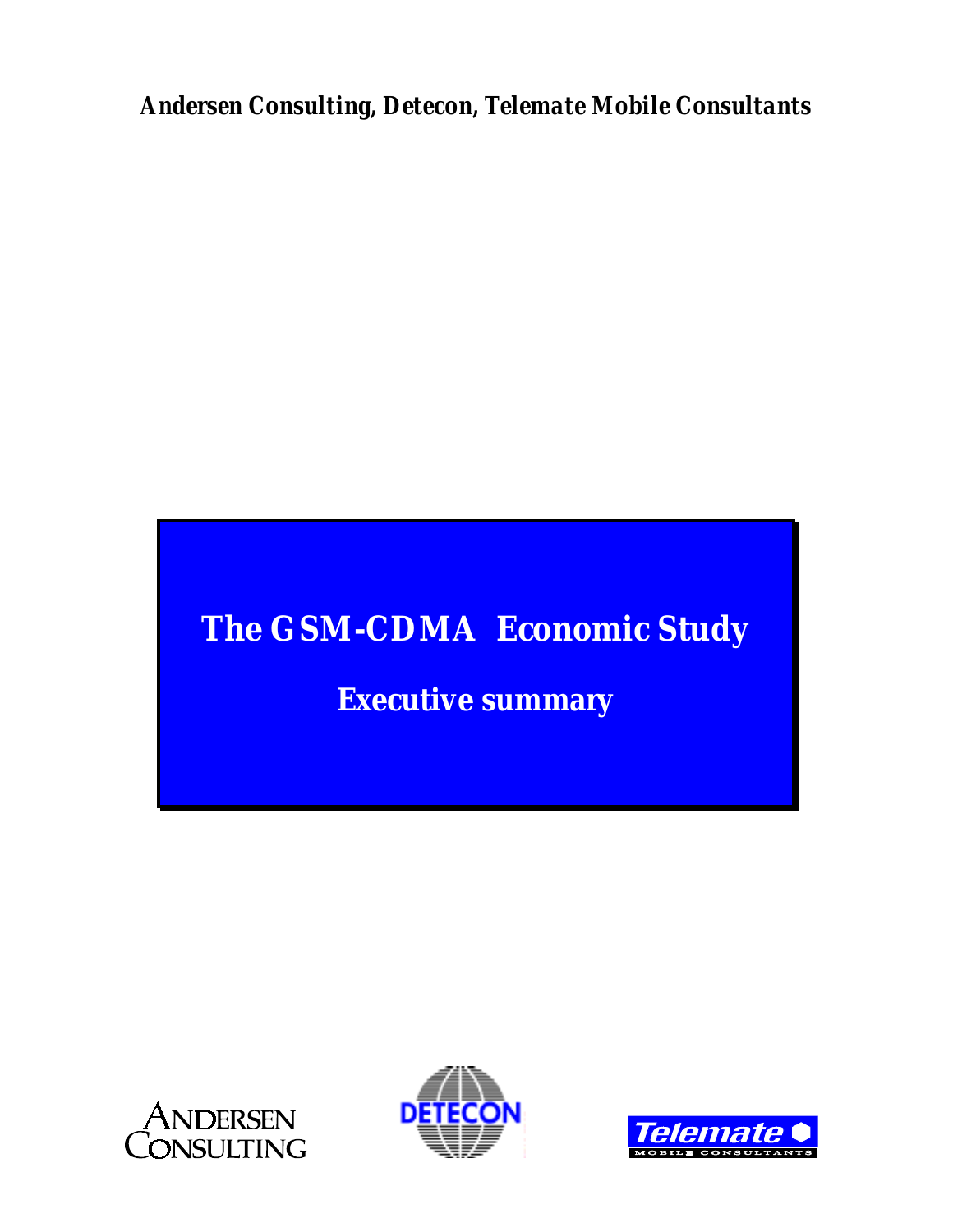*Andersen Consulting, Detecon, Telemate Mobile Consultants*

# The GSM-CDMA Economic Study

## Executive summary

ANDERSEN CONSULTING

DETECON

Telemate MOBILE CONSULTANTS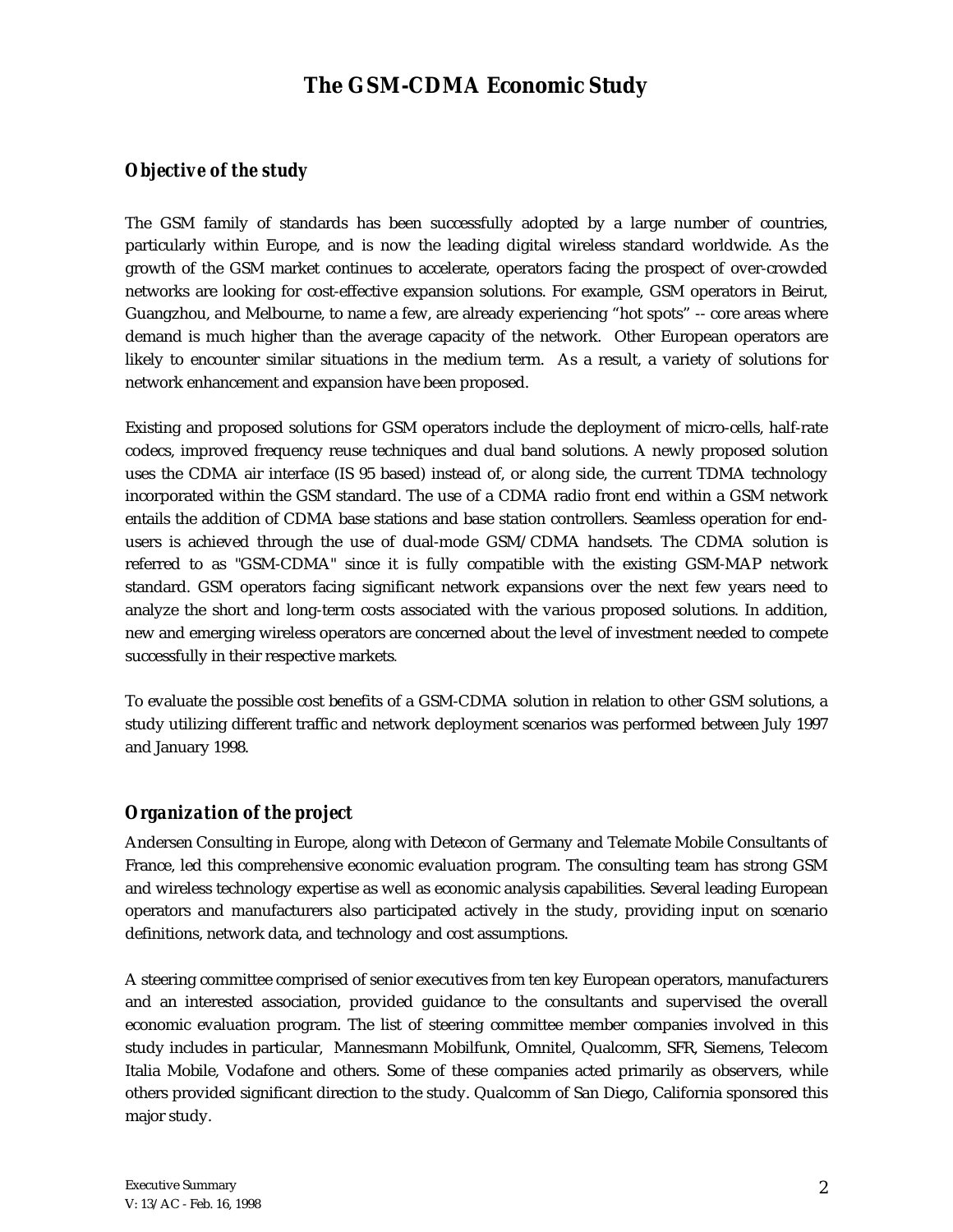# The GSM-CDMA Economic Study

## *Objective of the study*

The GSM family of standards has been successfully adopted by a large number of countries, particularly within Europe, and is now the leading digital wireless standard worldwide. As the growth of the GSM market continues to accelerate, operators facing the prospect of over-crowded networks are looking for cost-effective expansion solutions. For example, GSM operators in Beirut, Guangzhou, and Melbourne, to name a few, are already experiencing "hot spots" -- core areas where demand is much higher than the average capacity of the network. Other European operators are likely to encounter similar situations in the medium term. As a result, a variety of solutions for network enhancement and expansion have been proposed.

Existing and proposed solutions for GSM operators include the deployment of micro-cells, half-rate codecs, improved frequency reuse techniques and dual band solutions. A newly proposed solution uses the CDMA air interface (IS 95 based) instead of, or along side, the current TDMA technology incorporated within the GSM standard. The use of a CDMA radio front end within a GSM network entails the addition of CDMA base stations and base station controllers. Seamless operation for end-users is achieved through the use of dual-mode GSM/CDMA handsets. The CDMA solution is referred to as "GSM-CDMA" since it is fully compatible with the existing GSM-MAP network standard. GSM operators facing significant network expansions over the next few years need to analyze the short and long-term costs associated with the various proposed solutions. In addition, new and emerging wireless operators are concerned about the level of investment needed to compete successfully in their respective markets.

To evaluate the possible cost benefits of a GSM-CDMA solution in relation to other GSM solutions, a study utilizing different traffic and network deployment scenarios was performed between July 1997 and January 1998.

## *Organization of the project*

Andersen Consulting in Europe, along with Detecon of Germany and Telemate Mobile Consultants of France, led this comprehensive economic evaluation program. The consulting team has strong GSM and wireless technology expertise as well as economic analysis capabilities. Several leading European operators and manufacturers also participated actively in the study, providing input on scenario definitions, network data, and technology and cost assumptions.

A steering committee comprised of senior executives from ten key European operators, manufacturers and an interested association, provided guidance to the consultants and supervised the overall economic evaluation program. The list of steering committee member companies involved in this study includes in particular, Mannesmann Mobilfunk, Omnitel, Qualcomm, SFR, Siemens, Telecom Italia Mobile, Vodafone and others. Some of these companies acted primarily as observers, while others provided significant direction to the study. Qualcomm of San Diego, California sponsored this major study.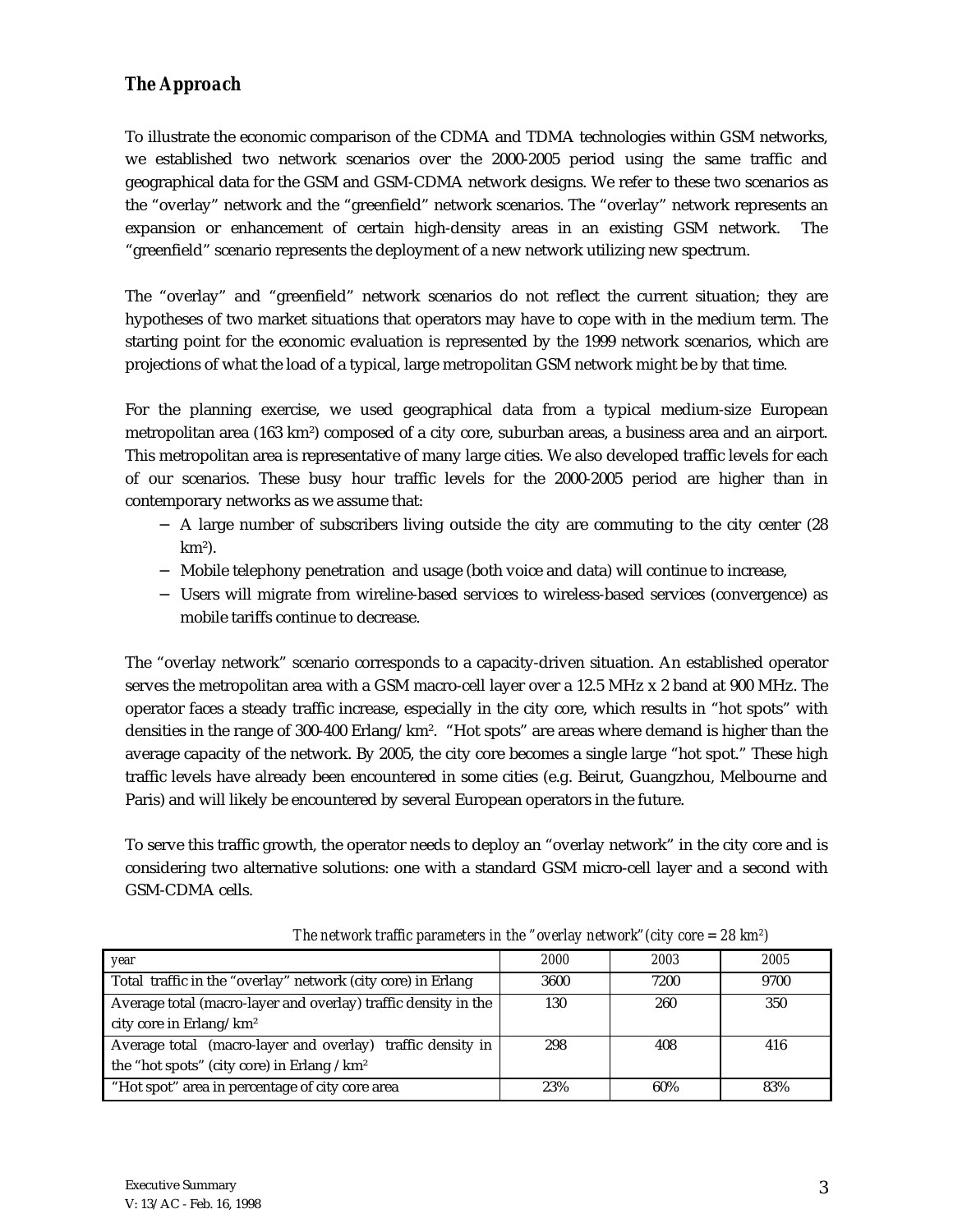## *The Approach*

To illustrate the economic comparison of the CDMA and TDMA technologies within GSM networks, we established two network scenarios over the 2000-2005 period using the same traffic and geographical data for the GSM and GSM-CDMA network designs. We refer to these two scenarios as the "overlay" network and the "greenfield" network scenarios. The "overlay" network represents an expansion or enhancement of certain high-density areas in an existing GSM network. The "greenfield" scenario represents the deployment of a new network utilizing new spectrum.

The "overlay" and "greenfield" network scenarios do not reflect the current situation; they are hypotheses of two market situations that operators may have to cope with in the medium term. The starting point for the economic evaluation is represented by the 1999 network scenarios, which are projections of what the load of a typical, large metropolitan GSM network might be by that time.

For the planning exercise, we used geographical data from a typical medium-size European metropolitan area (163 km²) composed of a city core, suburban areas, a business area and an airport. This metropolitan area is representative of many large cities. We also developed traffic levels for each of our scenarios. These busy hour traffic levels for the 2000-2005 period are higher than in contemporary networks as we assume that:

- A large number of subscribers living outside the city are commuting to the city center (28 km²).
- Mobile telephony penetration and usage (both voice and data) will continue to increase,
- Users will migrate from wireline-based services to wireless-based services (convergence) as mobile tariffs continue to decrease.

The "overlay network" scenario corresponds to a capacity-driven situation. An established operator serves the metropolitan area with a GSM macro-cell layer over a 12.5 MHz x 2 band at 900 MHz. The operator faces a steady traffic increase, especially in the city core, which results in "hot spots" with densities in the range of 300-400 Erlang/km². "Hot spots" are areas where demand is higher than the average capacity of the network. By 2005, the city core becomes a single large "hot spot." These high traffic levels have already been encountered in some cities (e.g. Beirut, Guangzhou, Melbourne and Paris) and will likely be encountered by several European operators in the future.

To serve this traffic growth, the operator needs to deploy an "overlay network" in the city core and is considering two alternative solutions: one with a standard GSM micro-cell layer and a second with GSM-CDMA cells.

*The network traffic parameters in the "overlay network" (city core = 28 km²)*

| year | 2000 | 2003 | 2005 |
|---|---|---|---|
| Total traffic in the "overlay" network (city core) in Erlang | 3600 | 7200 | 9700 |
| Average total (macro-layer and overlay) traffic density in the city core in Erlang/km² | 130 | 260 | 350 |
| Average total (macro-layer and overlay) traffic density in the "hot spots" (city core) in Erlang /km² | 298 | 408 | 416 |
| "Hot spot" area in percentage of city core area | 23% | 60% | 83% |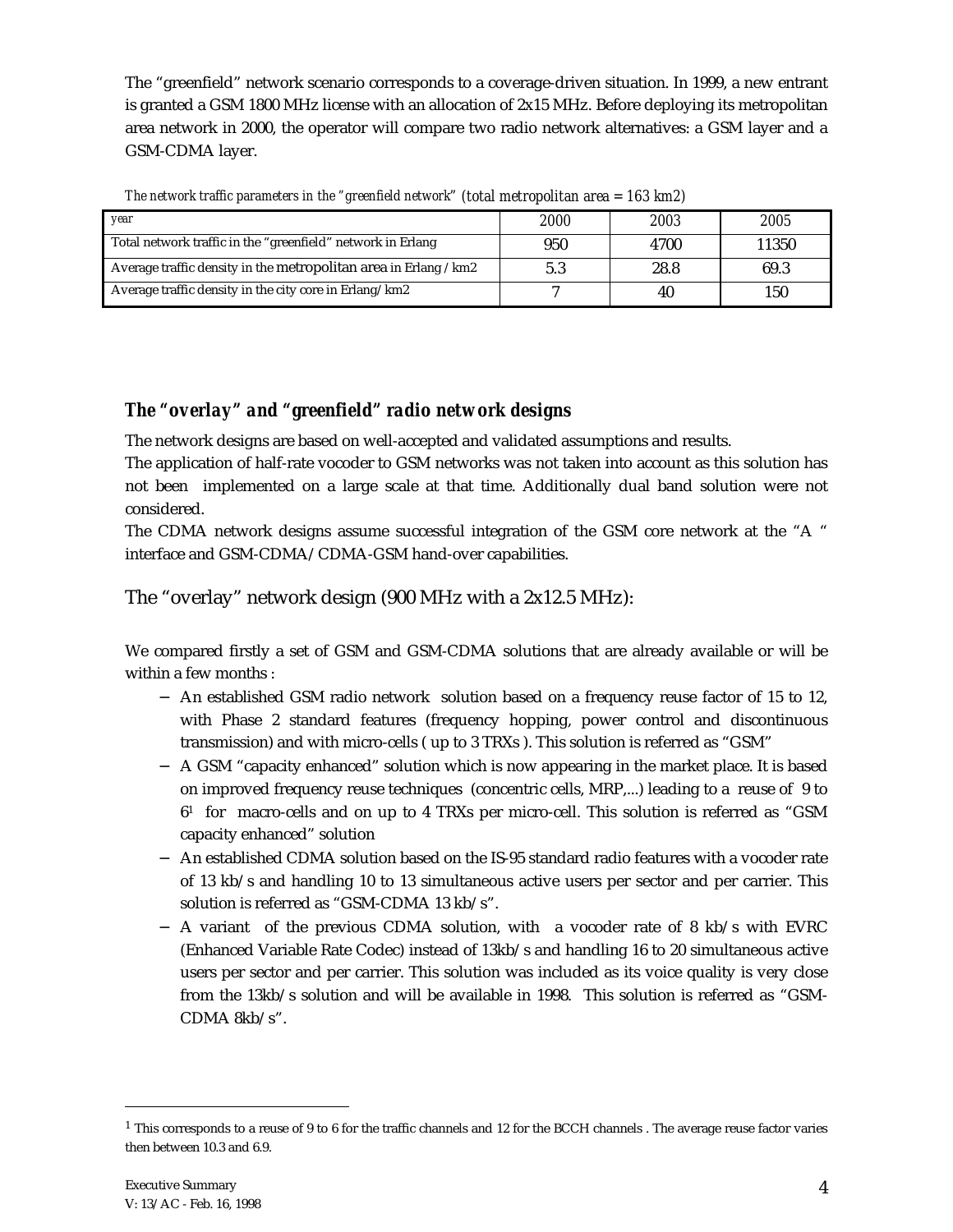The "greenfield" network scenario corresponds to a coverage-driven situation. In 1999, a new entrant is granted a GSM 1800 MHz license with an allocation of 2x15 MHz. Before deploying its metropolitan area network in 2000, the operator will compare two radio network alternatives: a GSM layer and a GSM-CDMA layer.

*The network traffic parameters in the "greenfield network" (total metropolitan area = 163 km2)*

| year | 2000 | 2003 | 2005 |
|---|---|---|---|
| Total network traffic in the "greenfield" network in Erlang | 950 | 4700 | 11350 |
| Average traffic density in the metropolitan area in Erlang /km2 | 5.3 | 28.8 | 69.3 |
| Average traffic density in the city core in Erlang/km2 | 7 | 40 | 150 |

### *The "overlay" and "greenfield" radio network designs*

The network designs are based on well-accepted and validated assumptions and results.
The application of half-rate vocoder to GSM networks was not taken into account as this solution has not been implemented on a large scale at that time. Additionally dual band solution were not considered.
The CDMA network designs assume successful integration of the GSM core network at the "A " interface and GSM-CDMA/CDMA-GSM hand-over capabilities.

## The "overlay" network design (900 MHz with a 2x12.5 MHz):

We compared firstly a set of GSM and GSM-CDMA solutions that are already available or will be within a few months :

- An established GSM radio network solution based on a frequency reuse factor of 15 to 12, with Phase 2 standard features (frequency hopping, power control and discontinuous transmission) and with micro-cells ( up to 3 TRXs ). This solution is referred as "GSM"
- A GSM "capacity enhanced" solution which is now appearing in the market place. It is based on improved frequency reuse techniques (concentric cells, MRP,...) leading to a reuse of 9 to 6[1] for macro-cells and on up to 4 TRXs per micro-cell. This solution is referred as "GSM capacity enhanced" solution
- An established CDMA solution based on the IS-95 standard radio features with a vocoder rate of 13 kb/s and handling 10 to 13 simultaneous active users per sector and per carrier. This solution is referred as "GSM-CDMA 13 kb/s".
- A variant of the previous CDMA solution, with a vocoder rate of 8 kb/s with EVRC (Enhanced Variable Rate Codec) instead of 13kb/s and handling 16 to 20 simultaneous active users per sector and per carrier. This solution was included as its voice quality is very close from the 13kb/s solution and will be available in 1998. This solution is referred as "GSM-CDMA 8kb/s".

[1] This corresponds to a reuse of 9 to 6 for the traffic channels and 12 for the BCCH channels . The average reuse factor varies then between 10.3 and 6.9.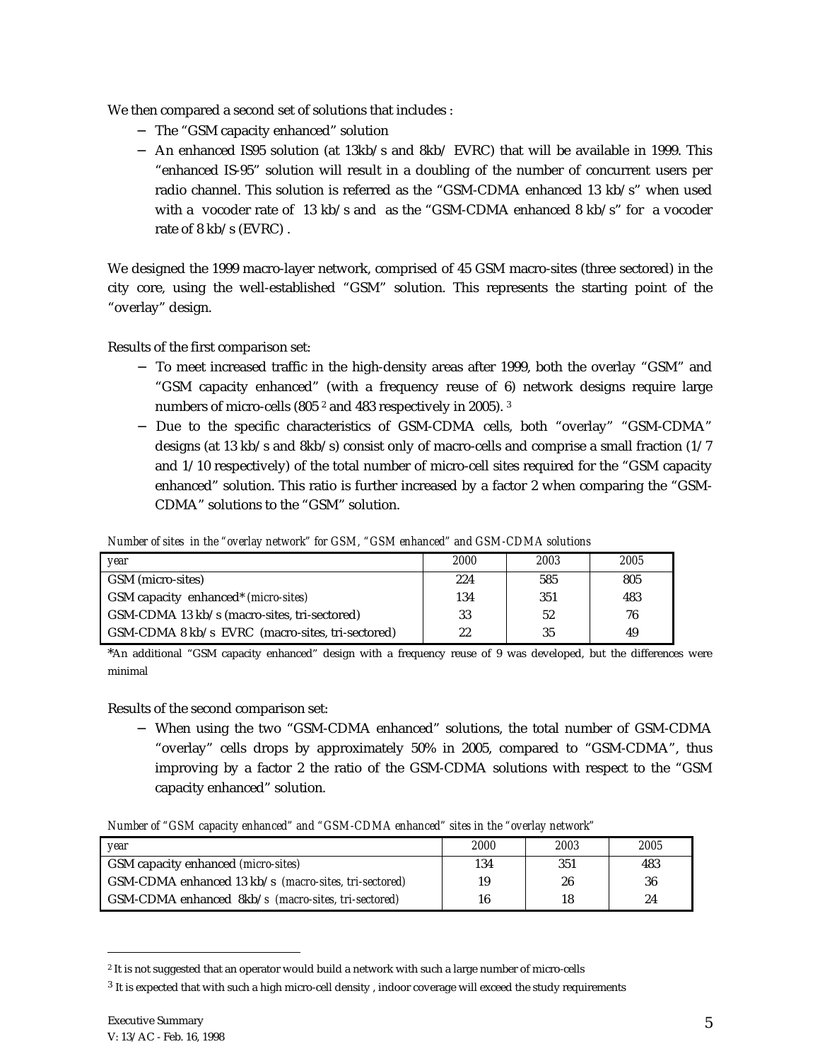We then compared a second set of solutions that includes :

- The “GSM capacity enhanced” solution
- An enhanced IS95 solution (at 13kb/s and 8kb/ EVRC) that will be available in 1999. This “enhanced IS-95” solution will result in a doubling of the number of concurrent users per radio channel. This solution is referred as the “GSM-CDMA enhanced 13 kb/s” when used with a vocoder rate of 13 kb/s and as the “GSM-CDMA enhanced 8 kb/s” for a vocoder rate of 8 kb/s (EVRC) .

We designed the 1999 macro-layer network, comprised of 45 GSM macro-sites (three sectored) in the city core, using the well-established “GSM” solution. This represents the starting point of the “overlay” design.

Results of the first comparison set:

- To meet increased traffic in the high-density areas after 1999, both the overlay “GSM” and “GSM capacity enhanced” (with a frequency reuse of 6) network designs require large numbers of micro-cells (805 [2] and 483 respectively in 2005). [3]
- Due to the specific characteristics of GSM-CDMA cells, both “overlay” “GSM-CDMA” designs (at 13 kb/s and 8kb/s) consist only of macro-cells and comprise a small fraction (1/7 and 1/10 respectively) of the total number of micro-cell sites required for the “GSM capacity enhanced” solution. This ratio is further increased by a factor 2 when comparing the “GSM-CDMA” solutions to the “GSM” solution.

*Number of sites in the “overlay network” for GSM, “GSM enhanced” and GSM-CDMA solutions*

| year | 2000 | 2003 | 2005 |
|---|---|---|---|
| GSM (micro-sites) | 224 | 585 | 805 |
| GSM capacity enhanced* (micro-sites) | 134 | 351 | 483 |
| GSM-CDMA 13 kb/s (macro-sites, tri-sectored) | 33 | 52 | 76 |
| GSM-CDMA 8 kb/s EVRC (macro-sites, tri-sectored) | 22 | 35 | 49 |

*An additional “GSM capacity enhanced” design with a frequency reuse of 9 was developed, but the differences were minimal

Results of the second comparison set:

- When using the two “GSM-CDMA enhanced” solutions, the total number of GSM-CDMA “overlay” cells drops by approximately 50% in 2005, compared to “GSM-CDMA”, thus improving by a factor 2 the ratio of the GSM-CDMA solutions with respect to the “GSM capacity enhanced” solution.

*Number of “GSM capacity enhanced” and “GSM-CDMA enhanced” sites in the “overlay network”*

| year | 2000 | 2003 | 2005 |
|---|---|---|---|
| GSM capacity enhanced (micro-sites) | 134 | 351 | 483 |
| GSM-CDMA enhanced 13 kb/s (macro-sites, tri-sectored) | 19 | 26 | 36 |
| GSM-CDMA enhanced 8kb/s (macro-sites, tri-sectored) | 16 | 18 | 24 |

[2] It is not suggested that an operator would build a network with such a large number of micro-cells

[3] It is expected that with such a high micro-cell density , indoor coverage will exceed the study requirements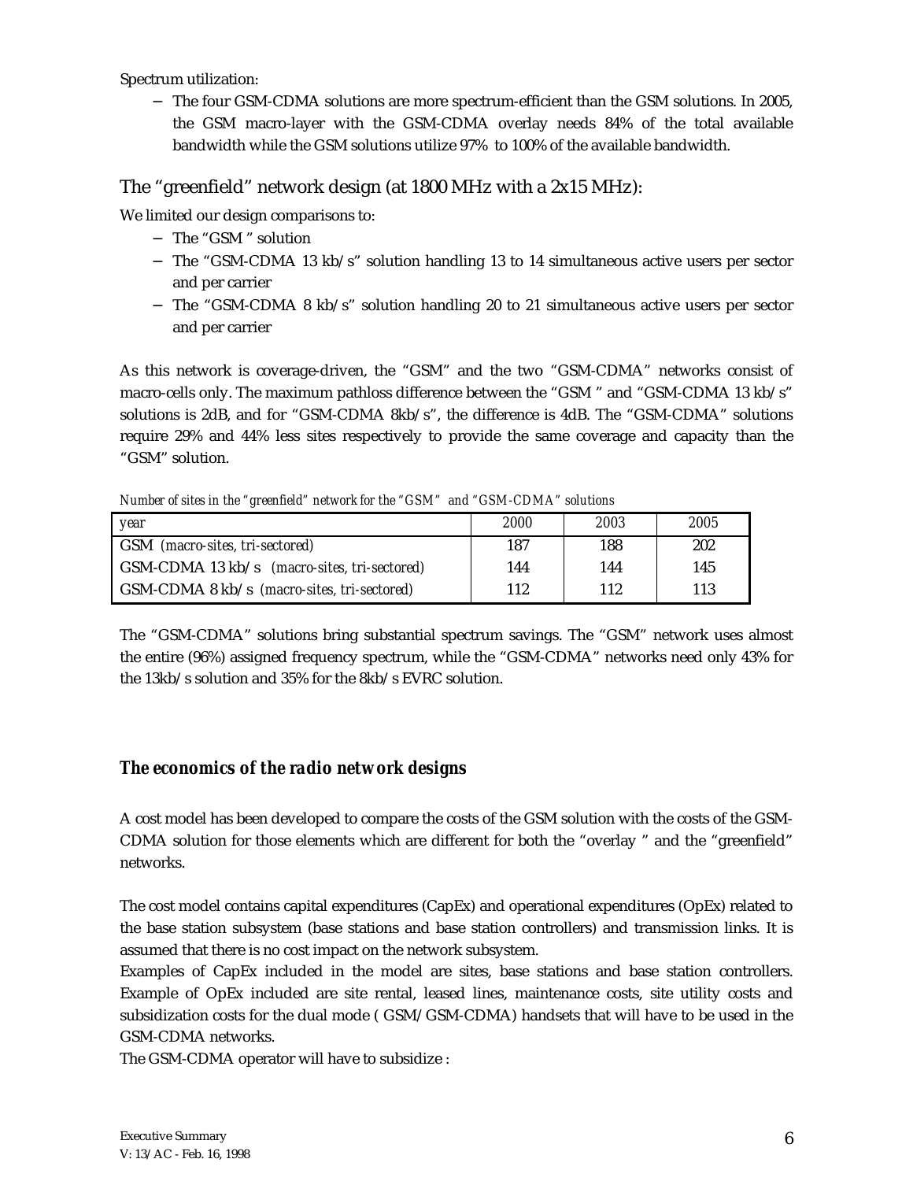Spectrum utilization:

- The four GSM-CDMA solutions are more spectrum-efficient than the GSM solutions. In 2005, the GSM macro-layer with the GSM-CDMA overlay needs 84% of the total available bandwidth while the GSM solutions utilize 97% to 100% of the available bandwidth.

## The "greenfield" network design (at 1800 MHz with a 2x15 MHz):

We limited our design comparisons to:

- The "GSM " solution
- The "GSM-CDMA 13 kb/s" solution handling 13 to 14 simultaneous active users per sector and per carrier
- The "GSM-CDMA 8 kb/s" solution handling 20 to 21 simultaneous active users per sector and per carrier

As this network is coverage-driven, the "GSM" and the two "GSM-CDMA" networks consist of macro-cells only. The maximum pathloss difference between the "GSM " and "GSM-CDMA 13 kb/s" solutions is 2dB, and for "GSM-CDMA 8kb/s", the difference is 4dB. The "GSM-CDMA" solutions require 29% and 44% less sites respectively to provide the same coverage and capacity than the "GSM" solution.

*Number of sites in the "greenfield" network for the "GSM" and "GSM-CDMA" solutions*

| *year* | *2000* | *2003* | *2005* |
|---|---|---|---|
| GSM *(macro-sites, tri-sectored)* | 187 | 188 | 202 |
| GSM-CDMA 13 kb/s *(macro-sites, tri-sectored)* | 144 | 144 | 145 |
| GSM-CDMA 8 kb/s *(macro-sites, tri-sectored)* | 112 | 112 | 113 |

The "GSM-CDMA" solutions bring substantial spectrum savings. The "GSM" network uses almost the entire (96%) assigned frequency spectrum, while the "GSM-CDMA" networks need only 43% for the 13kb/s solution and 35% for the 8kb/s EVRC solution.

### *The economics of the radio network designs*

A cost model has been developed to compare the costs of the GSM solution with the costs of the GSM-CDMA solution for those elements which are different for both the "overlay " and the "greenfield" networks.

The cost model contains capital expenditures (CapEx) and operational expenditures (OpEx) related to the base station subsystem (base stations and base station controllers) and transmission links. It is assumed that there is no cost impact on the network subsystem.

Examples of CapEx included in the model are sites, base stations and base station controllers. Example of OpEx included are site rental, leased lines, maintenance costs, site utility costs and subsidization costs for the dual mode ( GSM/GSM-CDMA) handsets that will have to be used in the GSM-CDMA networks.

The GSM-CDMA operator will have to subsidize :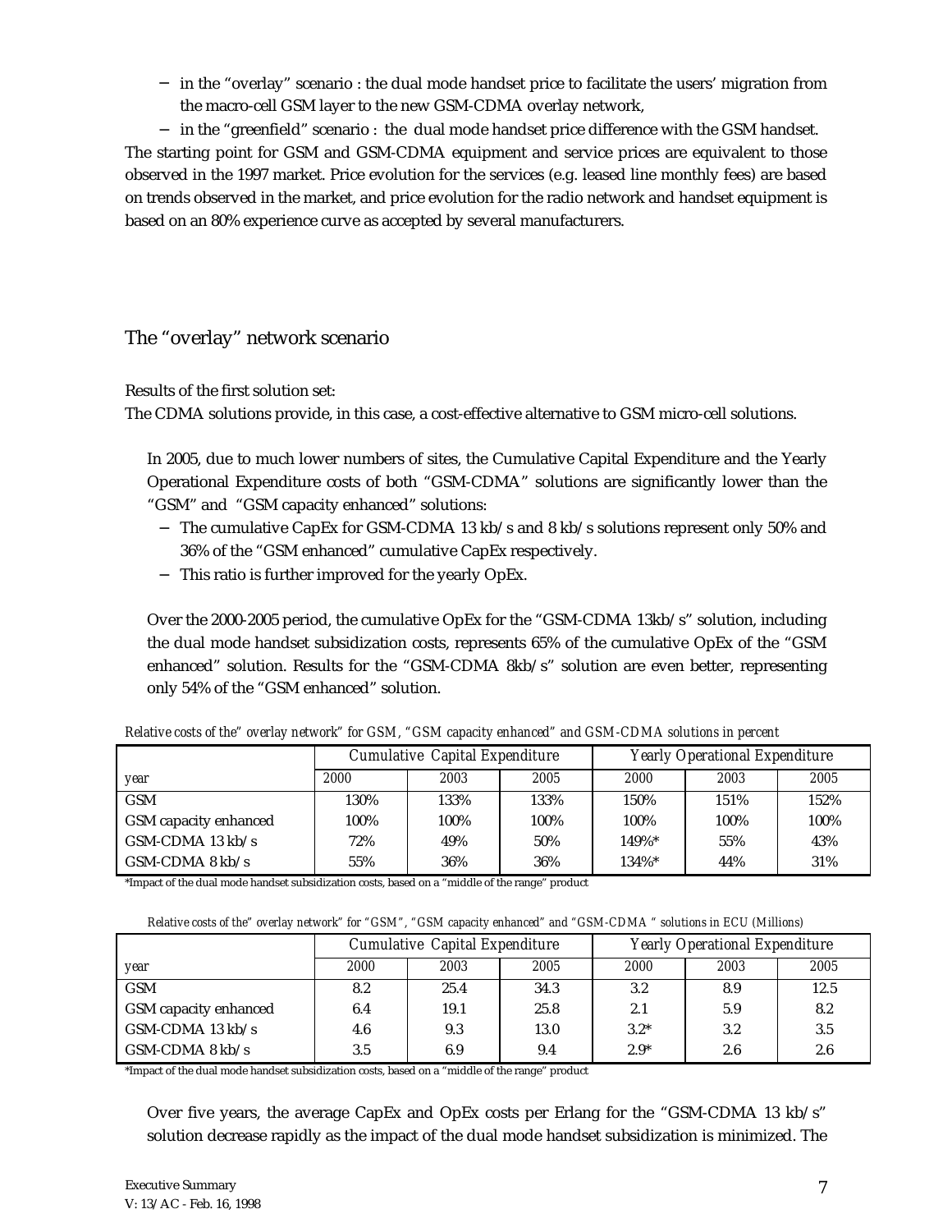- in the “overlay” scenario : the dual mode handset price to facilitate the users’ migration from the macro-cell GSM layer to the new GSM-CDMA overlay network,
- in the “greenfield” scenario : the dual mode handset price difference with the GSM handset.

The starting point for GSM and GSM-CDMA equipment and service prices are equivalent to those observed in the 1997 market. Price evolution for the services (e.g. leased line monthly fees) are based on trends observed in the market, and price evolution for the radio network and handset equipment is based on an 80% experience curve as accepted by several manufacturers.

## The “overlay” network scenario

Results of the first solution set:

The CDMA solutions provide, in this case, a cost-effective alternative to GSM micro-cell solutions.

In 2005, due to much lower numbers of sites, the Cumulative Capital Expenditure and the Yearly Operational Expenditure costs of both “GSM-CDMA” solutions are significantly lower than the “GSM” and “GSM capacity enhanced” solutions:

- The cumulative CapEx for GSM-CDMA 13 kb/s and 8 kb/s solutions represent only 50% and 36% of the “GSM enhanced” cumulative CapEx respectively.
- This ratio is further improved for the yearly OpEx.

Over the 2000-2005 period, the cumulative OpEx for the “GSM-CDMA 13kb/s” solution, including the dual mode handset subsidization costs, represents 65% of the cumulative OpEx of the “GSM enhanced” solution. Results for the “GSM-CDMA 8kb/s” solution are even better, representing only 54% of the “GSM enhanced” solution.

*Relative costs of the” overlay network” for GSM, “GSM capacity enhanced” and GSM-CDMA solutions in percent*

| | Cumulative Capital Expenditure | | | Yearly Operational Expenditure | | |
|---|---|---|---|---|---|---|
| year | 2000 | 2003 | 2005 | 2000 | 2003 | 2005 |
| GSM | 130% | 133% | 133% | 150% | 151% | 152% |
| GSM capacity enhanced | 100% | 100% | 100% | 100% | 100% | 100% |
| GSM-CDMA 13 kb/s | 72% | 49% | 50% | 149%* | 55% | 43% |
| GSM-CDMA 8 kb/s | 55% | 36% | 36% | 134%* | 44% | 31% |

*Impact of the dual mode handset subsidization costs, based on a “middle of the range” product

*Relative costs of the” overlay network” for “GSM”, “GSM capacity enhanced” and “GSM-CDMA ” solutions in ECU (Millions)*

| | Cumulative Capital Expenditure | | | Yearly Operational Expenditure | | |
|---|---|---|---|---|---|---|
| year | 2000 | 2003 | 2005 | 2000 | 2003 | 2005 |
| GSM | 8.2 | 25.4 | 34.3 | 3.2 | 8.9 | 12.5 |
| GSM capacity enhanced | 6.4 | 19.1 | 25.8 | 2.1 | 5.9 | 8.2 |
| GSM-CDMA 13 kb/s | 4.6 | 9.3 | 13.0 | 3.2* | 3.2 | 3.5 |
| GSM-CDMA 8 kb/s | 3.5 | 6.9 | 9.4 | 2.9* | 2.6 | 2.6 |

*Impact of the dual mode handset subsidization costs, based on a “middle of the range” product

Over five years, the average CapEx and OpEx costs per Erlang for the “GSM-CDMA 13 kb/s” solution decrease rapidly as the impact of the dual mode handset subsidization is minimized. The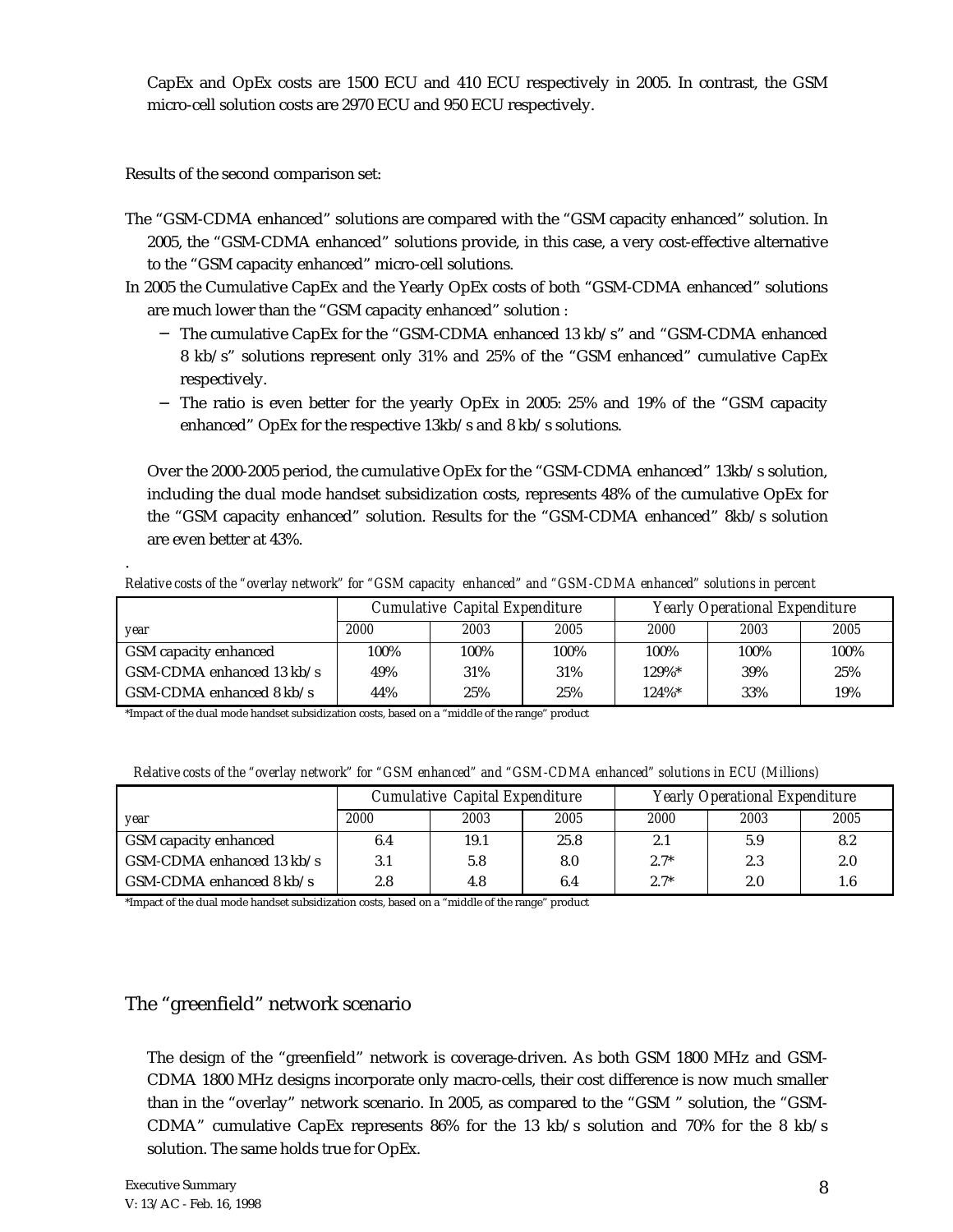CapEx and OpEx costs are 1500 ECU and 410 ECU respectively in 2005. In contrast, the GSM micro-cell solution costs are 2970 ECU and 950 ECU respectively.

Results of the second comparison set:

The "GSM-CDMA enhanced" solutions are compared with the "GSM capacity enhanced" solution. In 2005, the "GSM-CDMA enhanced" solutions provide, in this case, a very cost-effective alternative to the "GSM capacity enhanced" micro-cell solutions.

In 2005 the Cumulative CapEx and the Yearly OpEx costs of both "GSM-CDMA enhanced" solutions are much lower than the "GSM capacity enhanced" solution :

- The cumulative CapEx for the "GSM-CDMA enhanced 13 kb/s" and "GSM-CDMA enhanced 8 kb/s" solutions represent only 31% and 25% of the "GSM enhanced" cumulative CapEx respectively.
- The ratio is even better for the yearly OpEx in 2005: 25% and 19% of the "GSM capacity enhanced" OpEx for the respective 13kb/s and 8 kb/s solutions.

Over the 2000-2005 period, the cumulative OpEx for the "GSM-CDMA enhanced" 13kb/s solution, including the dual mode handset subsidization costs, represents 48% of the cumulative OpEx for the "GSM capacity enhanced" solution. Results for the "GSM-CDMA enhanced" 8kb/s solution are even better at 43%.

*Relative costs of the "overlay network" for "GSM capacity enhanced" and "GSM-CDMA enhanced" solutions in percent*

| | Cumulative Capital Expenditure | | | Yearly Operational Expenditure | | |
|---|---|---|---|---|---|---|
| year | 2000 | 2003 | 2005 | 2000 | 2003 | 2005 |
| GSM capacity enhanced | 100% | 100% | 100% | 100% | 100% | 100% |
| GSM-CDMA enhanced 13 kb/s | 49% | 31% | 31% | 129%* | 39% | 25% |
| GSM-CDMA enhanced 8 kb/s | 44% | 25% | 25% | 124%* | 33% | 19% |

*Impact of the dual mode handset subsidization costs, based on a "middle of the range" product

*Relative costs of the "overlay network" for "GSM enhanced" and "GSM-CDMA enhanced" solutions in ECU (Millions)*

| | Cumulative Capital Expenditure | | | Yearly Operational Expenditure | | |
|---|---|---|---|---|---|---|
| year | 2000 | 2003 | 2005 | 2000 | 2003 | 2005 |
| GSM capacity enhanced | 6.4 | 19.1 | 25.8 | 2.1 | 5.9 | 8.2 |
| GSM-CDMA enhanced 13 kb/s | 3.1 | 5.8 | 8.0 | 2.7* | 2.3 | 2.0 |
| GSM-CDMA enhanced 8 kb/s | 2.8 | 4.8 | 6.4 | 2.7* | 2.0 | 1.6 |

*Impact of the dual mode handset subsidization costs, based on a "middle of the range" product

## The "greenfield" network scenario

The design of the "greenfield" network is coverage-driven. As both GSM 1800 MHz and GSM-CDMA 1800 MHz designs incorporate only macro-cells, their cost difference is now much smaller than in the "overlay" network scenario. In 2005, as compared to the "GSM " solution, the "GSM-CDMA" cumulative CapEx represents 86% for the 13 kb/s solution and 70% for the 8 kb/s solution. The same holds true for OpEx.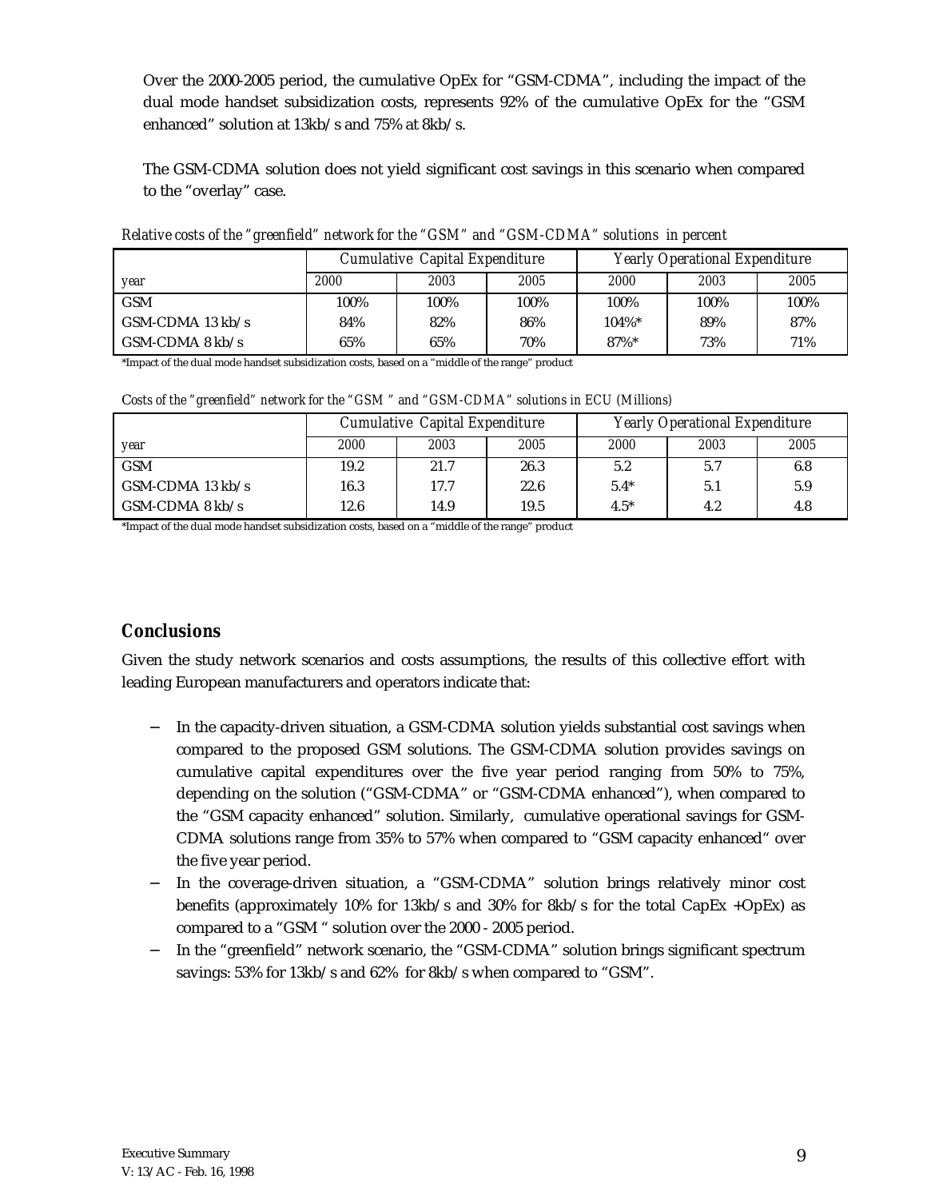Over the 2000-2005 period, the cumulative OpEx for "GSM-CDMA", including the impact of the dual mode handset subsidization costs, represents 92% of the cumulative OpEx for the "GSM enhanced" solution at 13kb/s and 75% at 8kb/s.

The GSM-CDMA solution does not yield significant cost savings in this scenario when compared to the "overlay" case.

*Relative costs of the "greenfield" network for the "GSM" and "GSM-CDMA" solutions in percent*

| | Cumulative Capital Expenditure | | | Yearly Operational Expenditure | | |
|---|---|---|---|---|---|---|
| year | 2000 | 2003 | 2005 | 2000 | 2003 | 2005 |
| GSM | 100% | 100% | 100% | 100% | 100% | 100% |
| GSM-CDMA 13 kb/s | 84% | 82% | 86% | 104%* | 89% | 87% |
| GSM-CDMA 8 kb/s | 65% | 65% | 70% | 87%* | 73% | 71% |

*Impact of the dual mode handset subsidization costs, based on a "middle of the range" product

*Costs of the "greenfield" network for the "GSM " and "GSM-CDMA" solutions in ECU (Millions)*

| | Cumulative Capital Expenditure | | | Yearly Operational Expenditure | | |
|---|---|---|---|---|---|---|
| year | 2000 | 2003 | 2005 | 2000 | 2003 | 2005 |
| GSM | 19.2 | 21.7 | 26.3 | 5.2 | 5.7 | 6.8 |
| GSM-CDMA 13 kb/s | 16.3 | 17.7 | 22.6 | 5.4* | 5.1 | 5.9 |
| GSM-CDMA 8 kb/s | 12.6 | 14.9 | 19.5 | 4.5* | 4.2 | 4.8 |

*Impact of the dual mode handset subsidization costs, based on a "middle of the range" product

## Conclusions

Given the study network scenarios and costs assumptions, the results of this collective effort with leading European manufacturers and operators indicate that:

- In the capacity-driven situation, a GSM-CDMA solution yields substantial cost savings when compared to the proposed GSM solutions. The GSM-CDMA solution provides savings on cumulative capital expenditures over the five year period ranging from 50% to 75%, depending on the solution ("GSM-CDMA" or "GSM-CDMA enhanced"), when compared to the "GSM capacity enhanced" solution. Similarly, cumulative operational savings for GSM-CDMA solutions range from 35% to 57% when compared to "GSM capacity enhanced" over the five year period.
- In the coverage-driven situation, a "GSM-CDMA" solution brings relatively minor cost benefits (approximately 10% for 13kb/s and 30% for 8kb/s for the total CapEx +OpEx) as compared to a "GSM " solution over the 2000 - 2005 period.
- In the "greenfield" network scenario, the "GSM-CDMA" solution brings significant spectrum savings: 53% for 13kb/s and 62% for 8kb/s when compared to "GSM".